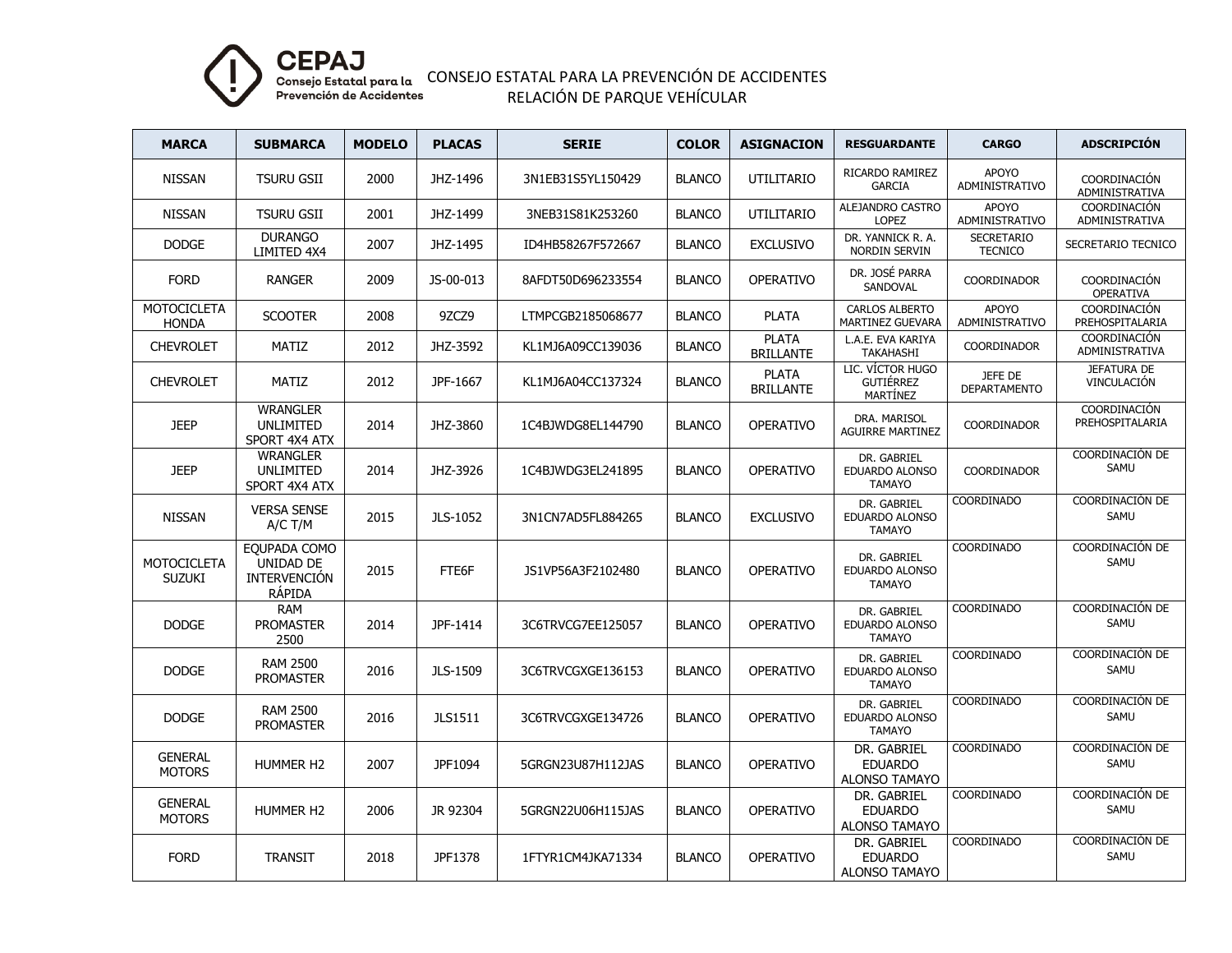CEPAJ
Consejo Estatal para la Prevención de Accidentes

# CONSEJO ESTATAL PARA LA PREVENCIÓN DE ACCIDENTES
## RELACIÓN DE PARQUE VEHÍCULAR

| MARCA | SUBMARCA | MODELO | PLACAS | SERIE | COLOR | ASIGNACION | RESGUARDANTE | CARGO | ADSCRIPCIÓN |
|---|---|---|---|---|---|---|---|---|---|
| NISSAN | TSURU GSII | 2000 | JHZ-1496 | 3N1EB31S5YL150429 | BLANCO | UTILITARIO | RICARDO RAMIREZ GARCIA | APOYO ADMINISTRATIVO | COORDINACIÓN ADMINISTRATIVA |
| NISSAN | TSURU GSII | 2001 | JHZ-1499 | 3NEB31S81K253260 | BLANCO | UTILITARIO | ALEJANDRO CASTRO LOPEZ | APOYO ADMINISTRATIVO | COORDINACIÓN ADMINISTRATIVA |
| DODGE | DURANGO LIMITED 4X4 | 2007 | JHZ-1495 | ID4HB58267F572667 | BLANCO | EXCLUSIVO | DR. YANNICK R. A. NORDIN SERVIN | SECRETARIO TECNICO | SECRETARIO TECNICO |
| FORD | RANGER | 2009 | JS-00-013 | 8AFDT50D696233554 | BLANCO | OPERATIVO | DR. JOSÉ PARRA SANDOVAL | COORDINADOR | COORDINACIÓN OPERATIVA |
| MOTOCICLETA HONDA | SCOOTER | 2008 | 9ZCZ9 | LTMPCGB2185068677 | BLANCO | PLATA | CARLOS ALBERTO MARTINEZ GUEVARA | APOYO ADMINISTRATIVO | COORDINACIÓN PREHOSPITALARIA |
| CHEVROLET | MATIZ | 2012 | JHZ-3592 | KL1MJ6A09CC139036 | BLANCO | PLATA BRILLANTE | L.A.E. EVA KARIYA TAKAHASHI | COORDINADOR | COORDINACIÓN ADMINISTRATIVA |
| CHEVROLET | MATIZ | 2012 | JPF-1667 | KL1MJ6A04CC137324 | BLANCO | PLATA BRILLANTE | LIC. VÍCTOR HUGO GUTIÉRREZ MARTÍNEZ | JEFE DE DEPARTAMENTO | JEFATURA DE VINCULACIÓN |
| JEEP | WRANGLER UNLIMITED SPORT 4X4 ATX | 2014 | JHZ-3860 | 1C4BJWDG8EL144790 | BLANCO | OPERATIVO | DRA. MARISOL AGUIRRE MARTINEZ | COORDINADOR | COORDINACIÓN PREHOSPITALARIA |
| JEEP | WRANGLER UNLIMITED SPORT 4X4 ATX | 2014 | JHZ-3926 | 1C4BJWDG3EL241895 | BLANCO | OPERATIVO | DR. GABRIEL EDUARDO ALONSO TAMAYO | COORDINADOR | COORDINACIÓN DE SAMU |
| NISSAN | VERSA SENSE A/C T/M | 2015 | JLS-1052 | 3N1CN7AD5FL884265 | BLANCO | EXCLUSIVO | DR. GABRIEL EDUARDO ALONSO TAMAYO | COORDINADO | COORDINACIÓN DE SAMU |
| MOTOCICLETA SUZUKI | EQUPADA COMO UNIDAD DE INTERVENCIÓN RÁPIDA | 2015 | FTE6F | JS1VP56A3F2102480 | BLANCO | OPERATIVO | DR. GABRIEL EDUARDO ALONSO TAMAYO | COORDINADO | COORDINACIÓN DE SAMU |
| DODGE | RAM PROMASTER 2500 | 2014 | JPF-1414 | 3C6TRVCG7EE125057 | BLANCO | OPERATIVO | DR. GABRIEL EDUARDO ALONSO TAMAYO | COORDINADO | COORDINACIÓN DE SAMU |
| DODGE | RAM 2500 PROMASTER | 2016 | JLS-1509 | 3C6TRVCGXGE136153 | BLANCO | OPERATIVO | DR. GABRIEL EDUARDO ALONSO TAMAYO | COORDINADO | COORDINACIÓN DE SAMU |
| DODGE | RAM 2500 PROMASTER | 2016 | JLS1511 | 3C6TRVCGXGE134726 | BLANCO | OPERATIVO | DR. GABRIEL EDUARDO ALONSO TAMAYO | COORDINADO | COORDINACIÓN DE SAMU |
| GENERAL MOTORS | HUMMER H2 | 2007 | JPF1094 | 5GRGN23U87H112JAS | BLANCO | OPERATIVO | DR. GABRIEL EDUARDO ALONSO TAMAYO | COORDINADO | COORDINACIÓN DE SAMU |
| GENERAL MOTORS | HUMMER H2 | 2006 | JR 92304 | 5GRGN22U06H115JAS | BLANCO | OPERATIVO | DR. GABRIEL EDUARDO ALONSO TAMAYO | COORDINADO | COORDINACIÓN DE SAMU |
| FORD | TRANSIT | 2018 | JPF1378 | 1FTYR1CM4JKA71334 | BLANCO | OPERATIVO | DR. GABRIEL EDUARDO ALONSO TAMAYO | COORDINADO | COORDINACIÓN DE SAMU |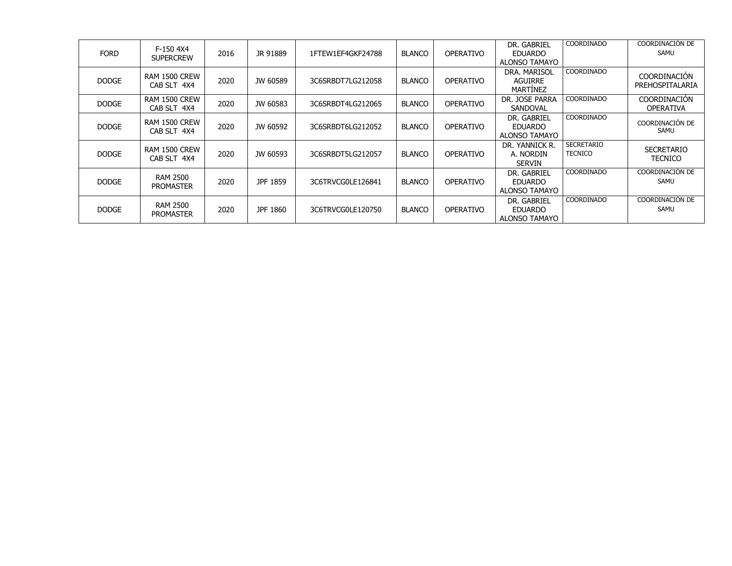| | | | | | | | | | |
|---|---|---|---|---|---|---|---|---|---|
| FORD | F-150 4X4 SUPERCREW | 2016 | JR 91889 | 1FTEW1EF4GKF24788 | BLANCO | OPERATIVO | DR. GABRIEL EDUARDO ALONSO TAMAYO | COORDINADO | COORDINACIÓN DE SAMU |
| DODGE | RAM 1500 CREW CAB SLT 4X4 | 2020 | JW 60589 | 3C6SRBDT7LG212058 | BLANCO | OPERATIVO | DRA. MARISOL AGUIRRE MARTÍNEZ | COORDINADO | COORDINACIÓN PREHOSPITALARIA |
| DODGE | RAM 1500 CREW CAB SLT 4X4 | 2020 | JW 60583 | 3C6SRBDT4LG212065 | BLANCO | OPERATIVO | DR. JOSE PARRA SANDOVAL | COORDINADO | COORDINACIÓN OPERATIVA |
| DODGE | RAM 1500 CREW CAB SLT 4X4 | 2020 | JW 60592 | 3C6SRBDT6LG212052 | BLANCO | OPERATIVO | DR. GABRIEL EDUARDO ALONSO TAMAYO | COORDINADO | COORDINACIÓN DE SAMU |
| DODGE | RAM 1500 CREW CAB SLT 4X4 | 2020 | JW 60593 | 3C6SRBDT5LG212057 | BLANCO | OPERATIVO | DR. YANNICK R. A. NORDIN SERVIN | SECRETARIO TECNICO | SECRETARIO TECNICO |
| DODGE | RAM 2500 PROMASTER | 2020 | JPF 1859 | 3C6TRVCG0LE126841 | BLANCO | OPERATIVO | DR. GABRIEL EDUARDO ALONSO TAMAYO | COORDINADO | COORDINACIÓN DE SAMU |
| DODGE | RAM 2500 PROMASTER | 2020 | JPF 1860 | 3C6TRVCG0LE120750 | BLANCO | OPERATIVO | DR. GABRIEL EDUARDO ALONSO TAMAYO | COORDINADO | COORDINACIÓN DE SAMU |